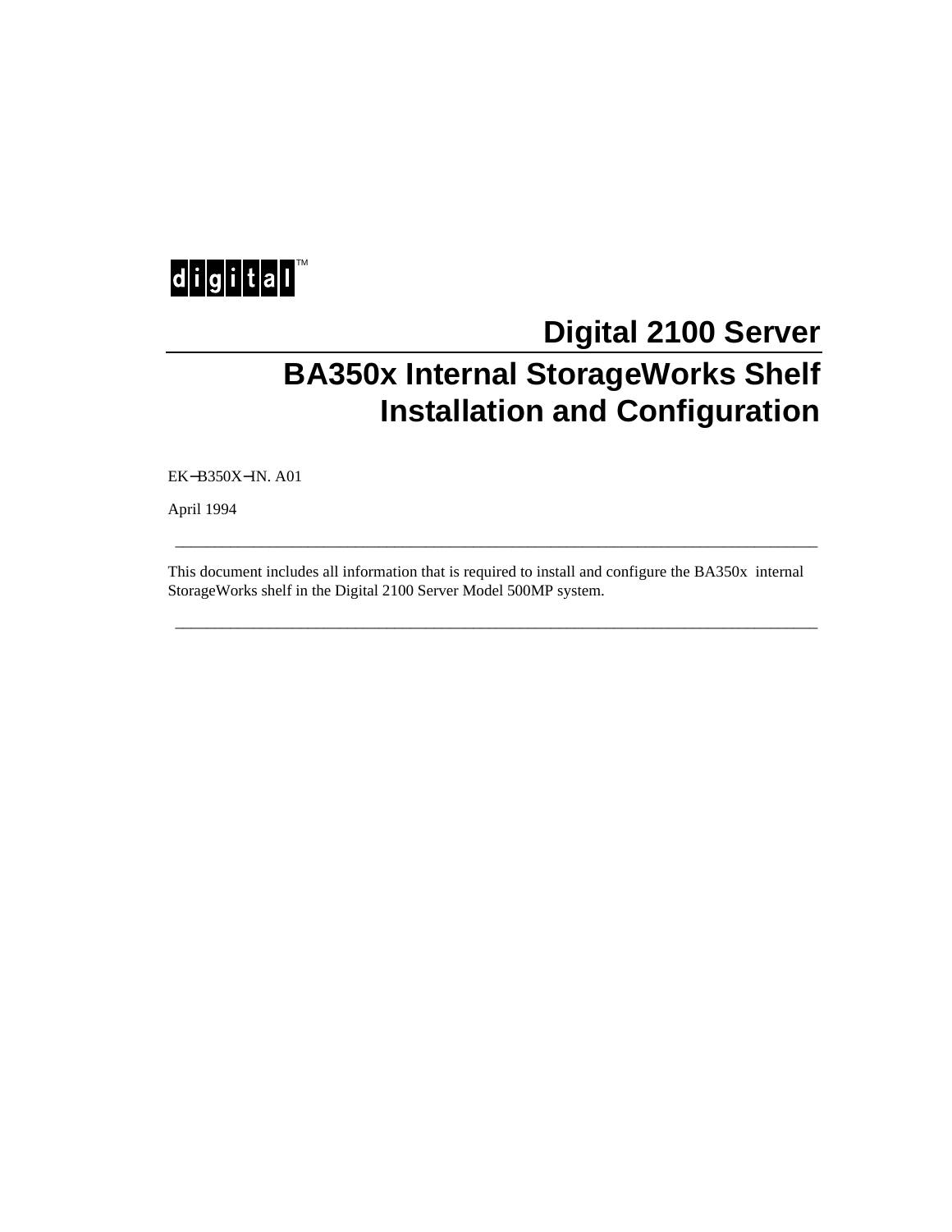digital™

# Digital 2100 Server

# BA350x Internal StorageWorks Shelf Installation and Configuration

EK−B350X−IN. A01

April 1994

---

This document includes all information that is required to install and configure the BA350x internal StorageWorks shelf in the Digital 2100 Server Model 500MP system.

---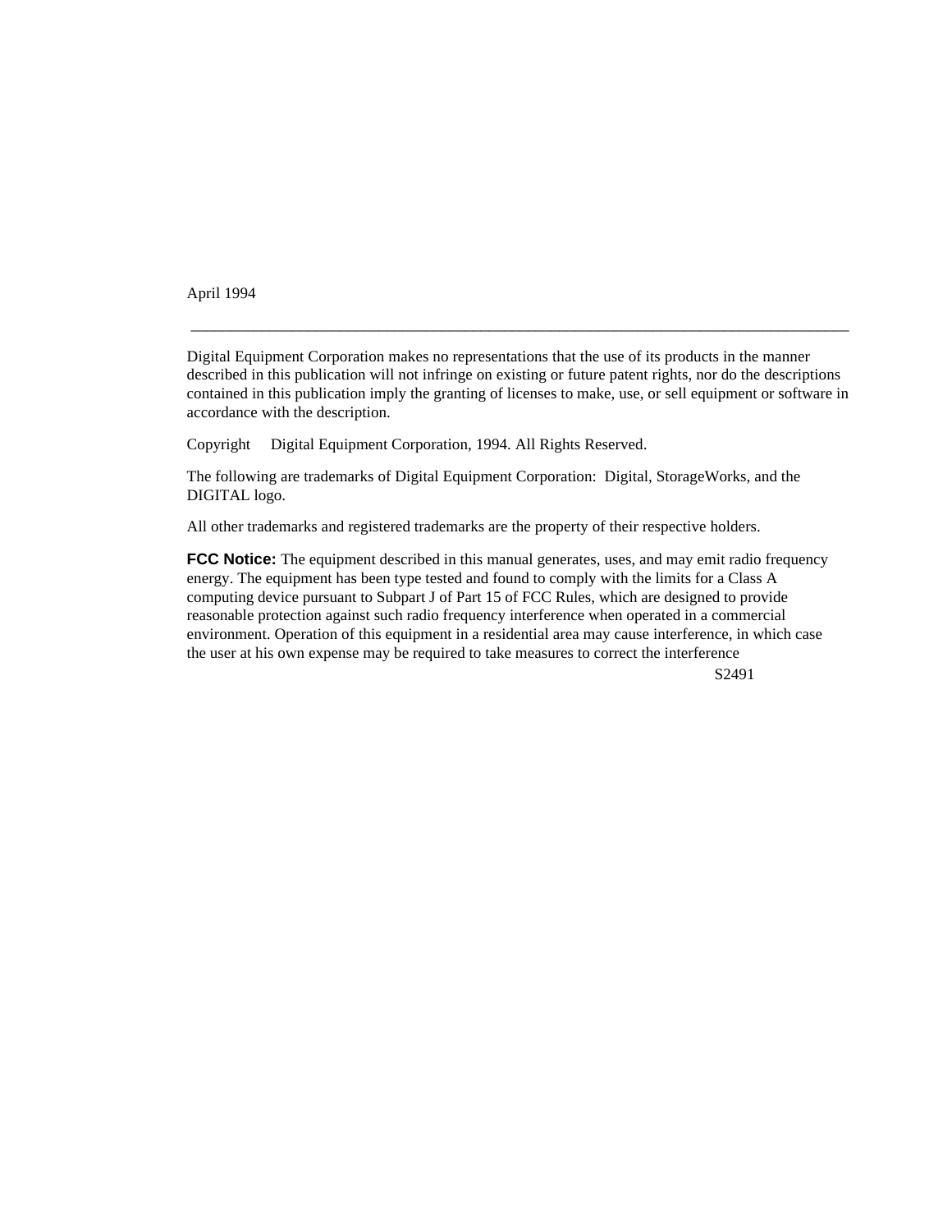April 1994

---

Digital Equipment Corporation makes no representations that the use of its products in the manner described in this publication will not infringe on existing or future patent rights, nor do the descriptions contained in this publication imply the granting of licenses to make, use, or sell equipment or software in accordance with the description.

Copyright    Digital Equipment Corporation, 1994. All Rights Reserved.

The following are trademarks of Digital Equipment Corporation: Digital, StorageWorks, and the DIGITAL logo.

All other trademarks and registered trademarks are the property of their respective holders.

**FCC Notice:** The equipment described in this manual generates, uses, and may emit radio frequency energy. The equipment has been type tested and found to comply with the limits for a Class A computing device pursuant to Subpart J of Part 15 of FCC Rules, which are designed to provide reasonable protection against such radio frequency interference when operated in a commercial environment. Operation of this equipment in a residential area may cause interference, in which case the user at his own expense may be required to take measures to correct the interference

S2491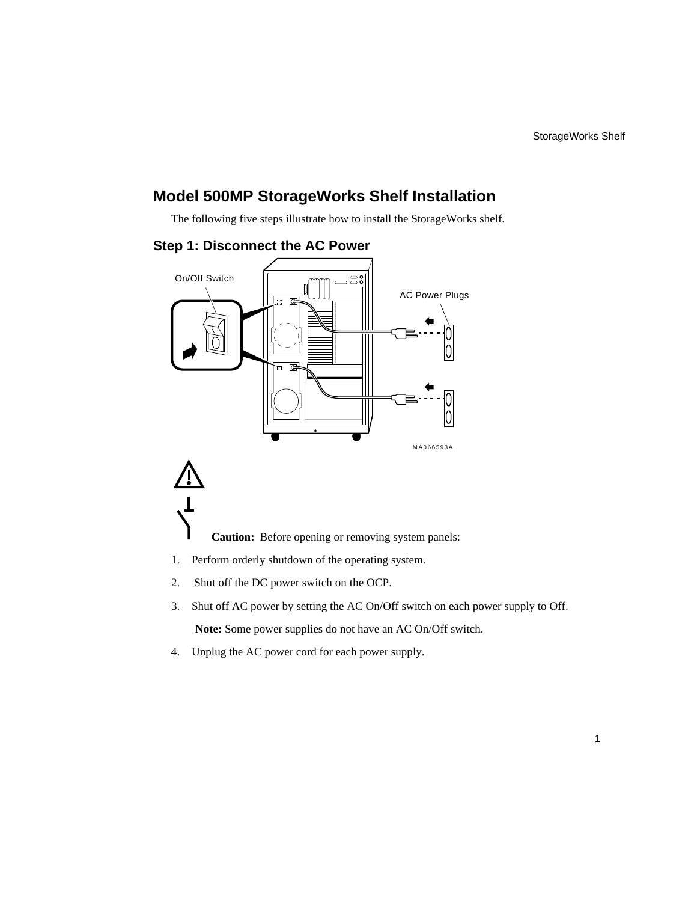# Model 500MP StorageWorks Shelf Installation

The following five steps illustrate how to install the StorageWorks shelf.

## Step 1: Disconnect the AC Power

**Caution:** Before opening or removing system panels:

1. Perform orderly shutdown of the operating system.
2. Shut off the DC power switch on the OCP.
3. Shut off AC power by setting the AC On/Off switch on each power supply to Off.

   **Note:** Some power supplies do not have an AC On/Off switch.

4. Unplug the AC power cord for each power supply.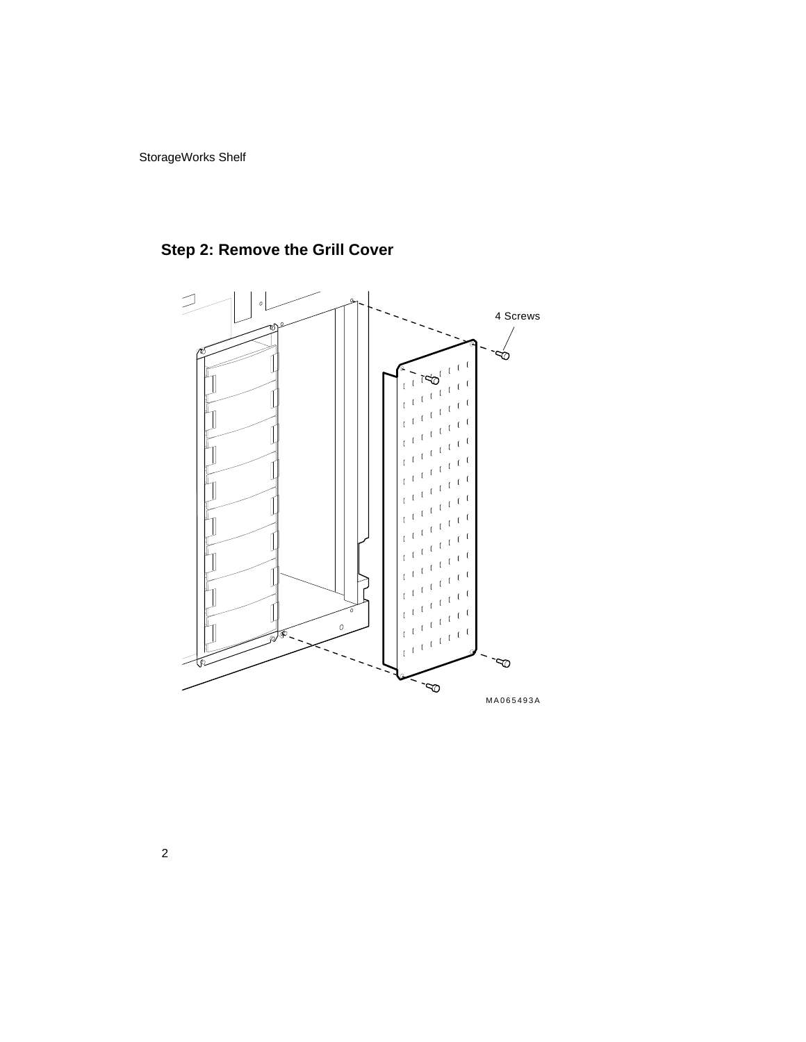## Step 2: Remove the Grill Cover

4 Screws

MA065493A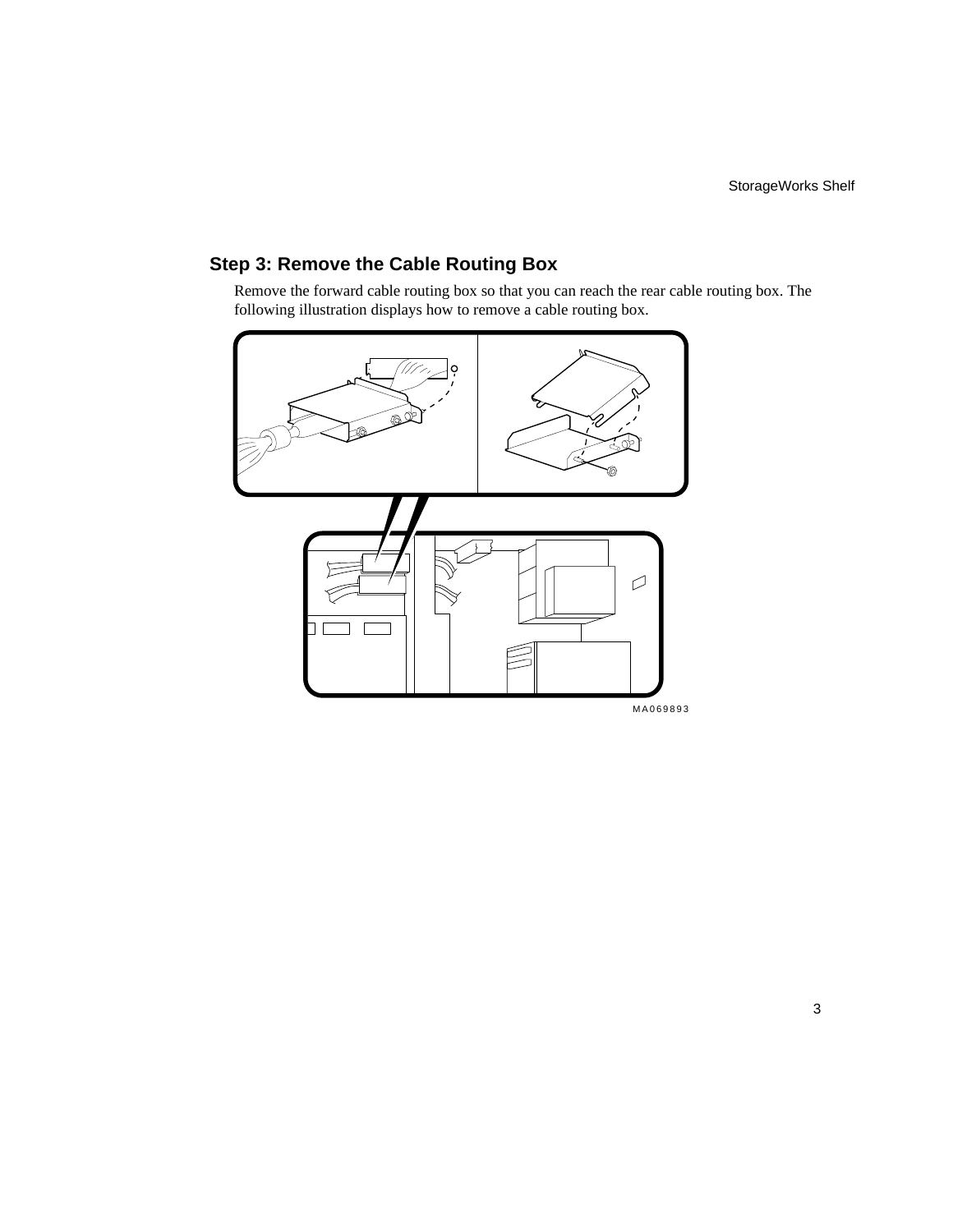## Step 3: Remove the Cable Routing Box

Remove the forward cable routing box so that you can reach the rear cable routing box. The following illustration displays how to remove a cable routing box.

MA069893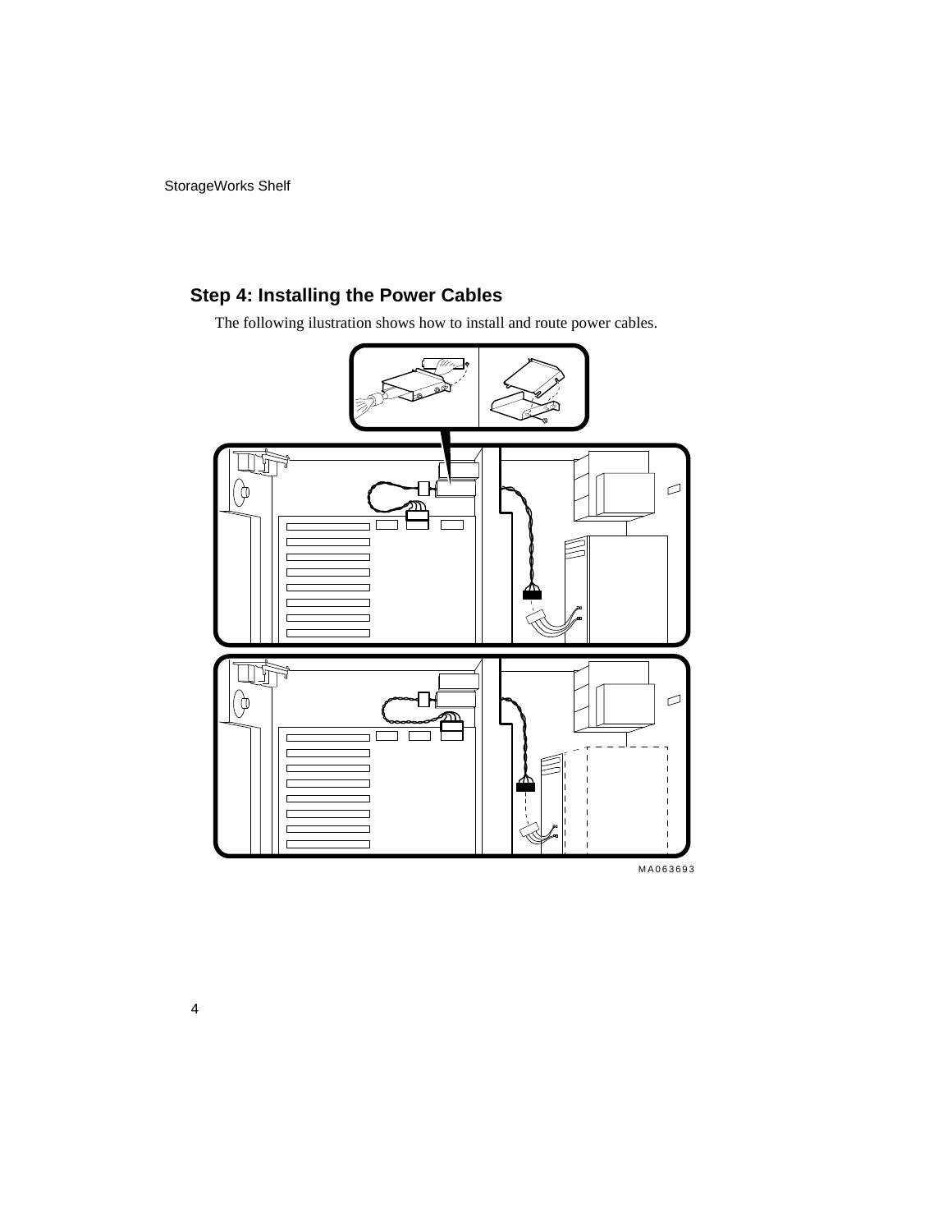## Step 4: Installing the Power Cables

The following ilustration shows how to install and route power cables.

MA063693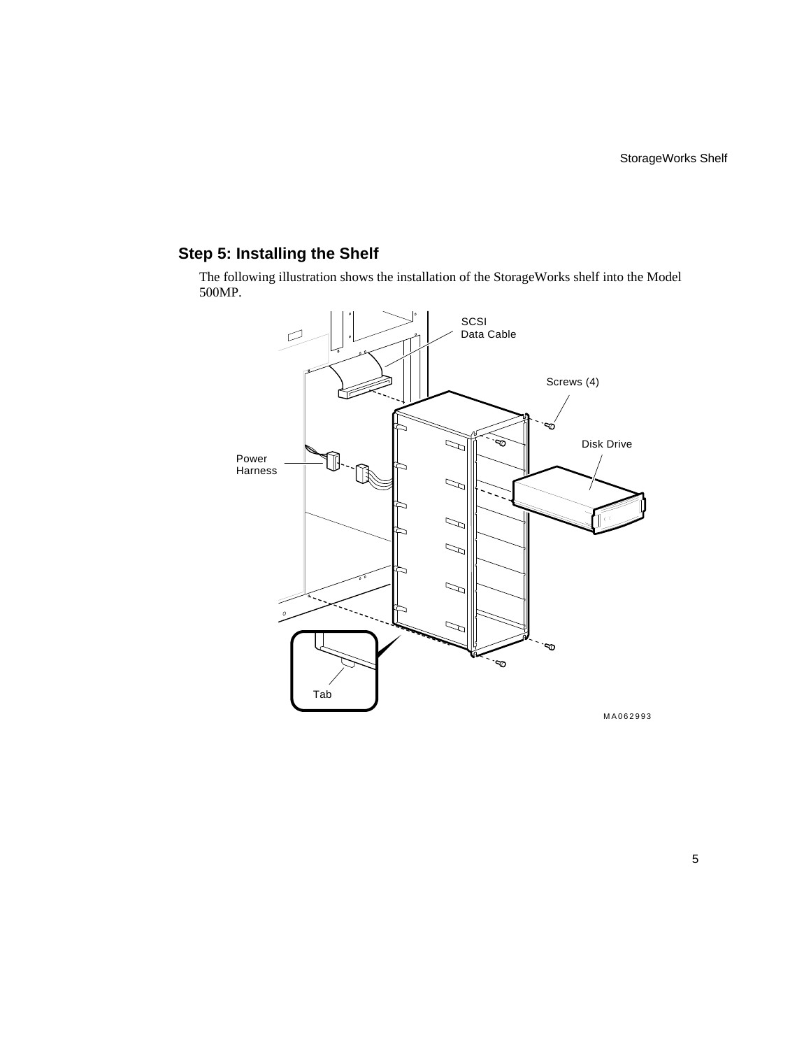## Step 5: Installing the Shelf

The following illustration shows the installation of the StorageWorks shelf into the Model 500MP.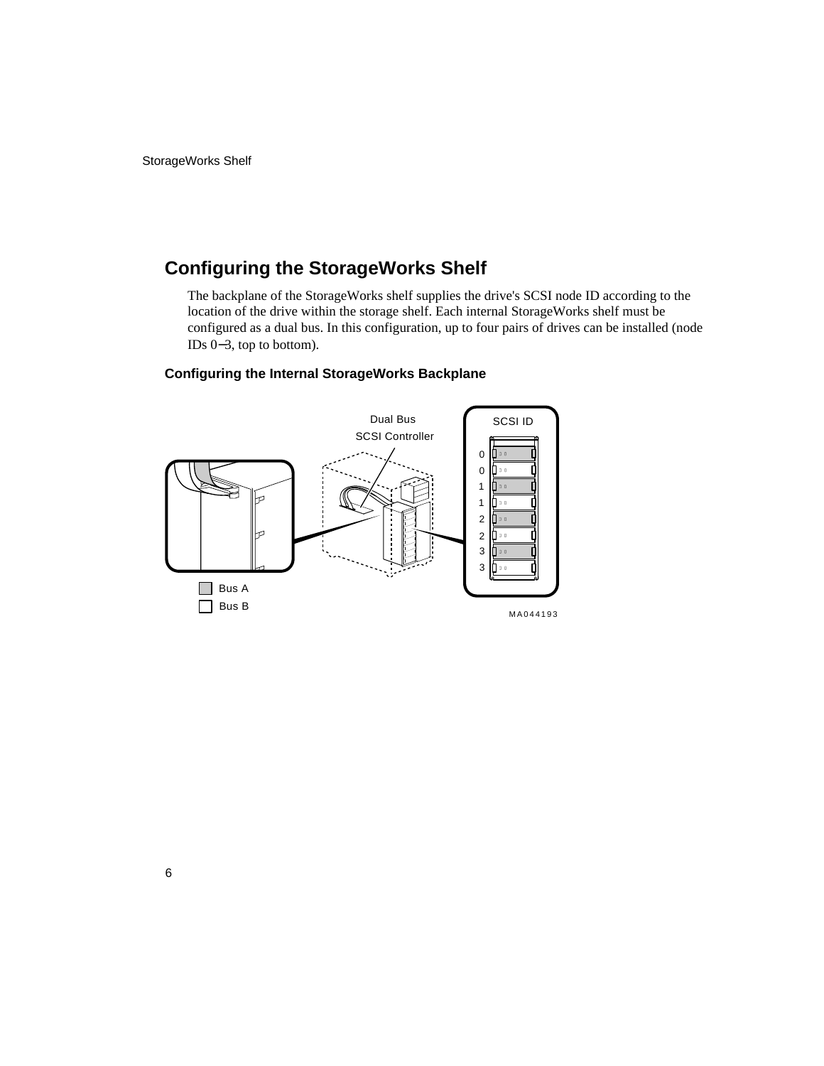## Configuring the StorageWorks Shelf

The backplane of the StorageWorks shelf supplies the drive's SCSI node ID according to the location of the drive within the storage shelf. Each internal StorageWorks shelf must be configured as a dual bus. In this configuration, up to four pairs of drives can be installed (node IDs 0–3, top to bottom).

### Configuring the Internal StorageWorks Backplane

Dual Bus SCSI Controller

SCSI ID

0
0
1
1
2
2
3
3

Bus A
Bus B

MA044193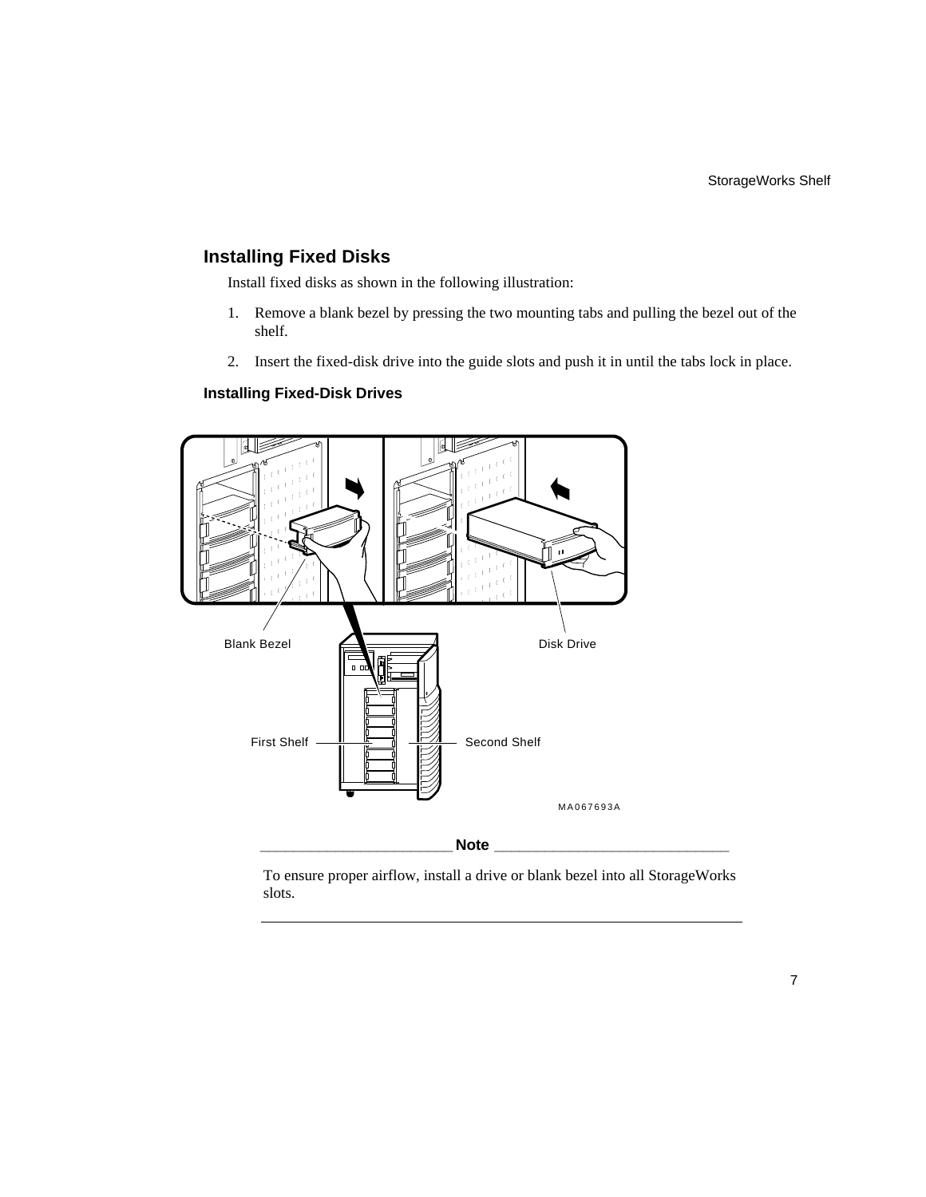## Installing Fixed Disks

Install fixed disks as shown in the following illustration:

1. Remove a blank bezel by pressing the two mounting tabs and pulling the bezel out of the shelf.
2. Insert the fixed-disk drive into the guide slots and push it in until the tabs lock in place.

### Installing Fixed-Disk Drives

Blank Bezel

Disk Drive

First Shelf

Second Shelf

MA067693A

**Note**

To ensure proper airflow, install a drive or blank bezel into all StorageWorks slots.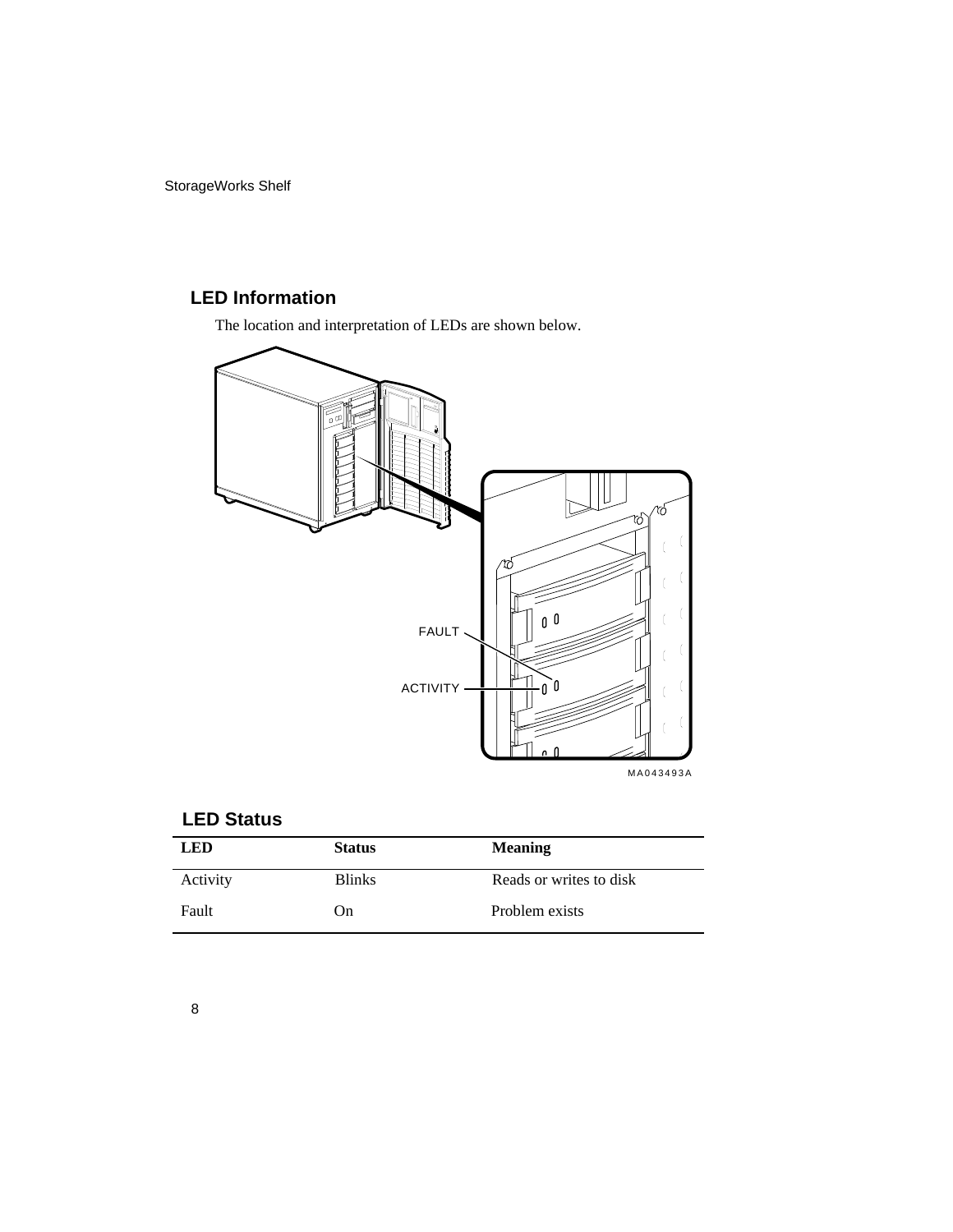## LED Information

The location and interpretation of LEDs are shown below.

FAULT

ACTIVITY

MA043493A

## LED Status

| LED | Status | Meaning |
| --- | --- | --- |
| Activity | Blinks | Reads or writes to disk |
| Fault | On | Problem exists |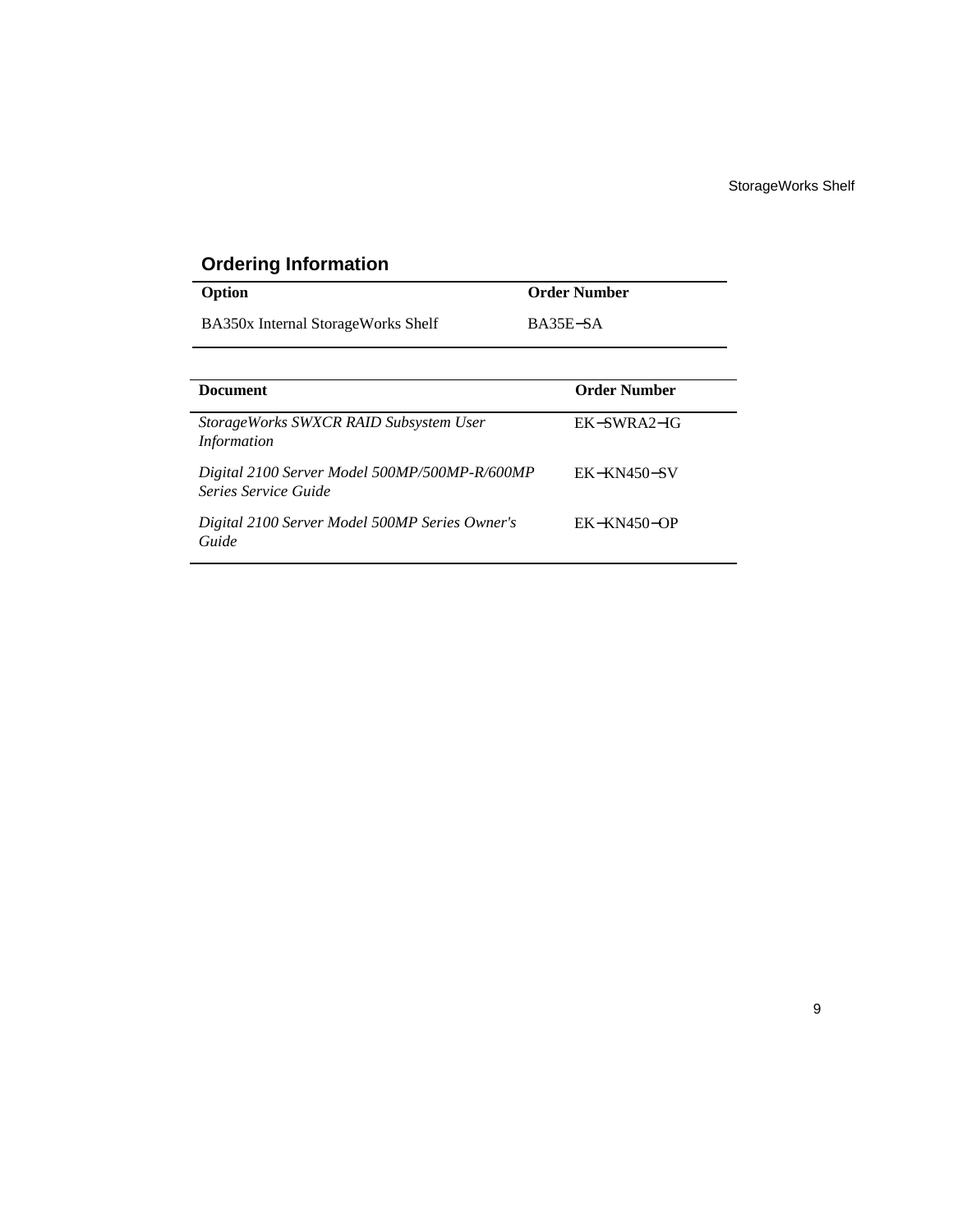## Ordering Information

| Option | Order Number |
|---|---|
| BA350x Internal StorageWorks Shelf | BA35E−SA |

| Document | Order Number |
|---|---|
| *StorageWorks SWXCR RAID Subsystem User Information* | EK−SWRA2−IG |
| *Digital 2100 Server Model 500MP/500MP-R/600MP Series Service Guide* | EK−KN450−SV |
| *Digital 2100 Server Model 500MP Series Owner's Guide* | EK−KN450−OP |